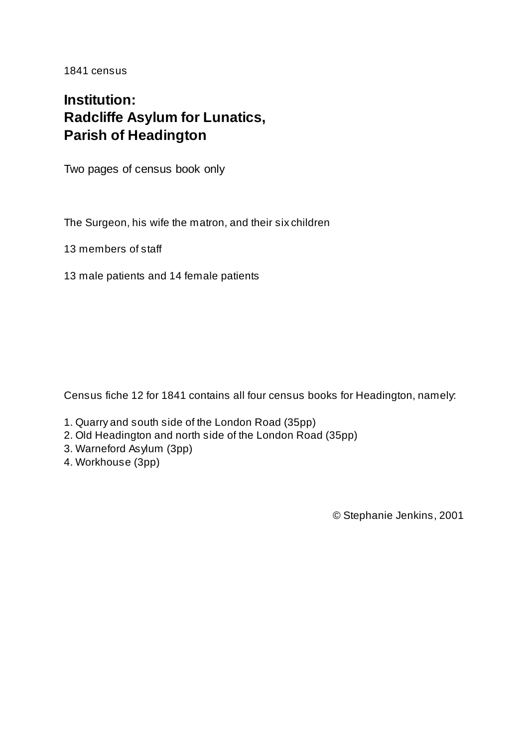1841 census

# Institution: Radcliffe Asylum for Lunatics, Parish of Headington

Two pages of census book only

The Surgeon, his wife the matron, and their six children

13 members of staff

13 male patients and 14 female patients

Census fiche 12 for 1841 contains all four census books for Headington, namely:

1. Quarry and south side of the London Road (35pp)
2. Old Headington and north side of the London Road (35pp)
3. Warneford Asylum (3pp)
4. Workhouse (3pp)

© Stephanie Jenkins, 2001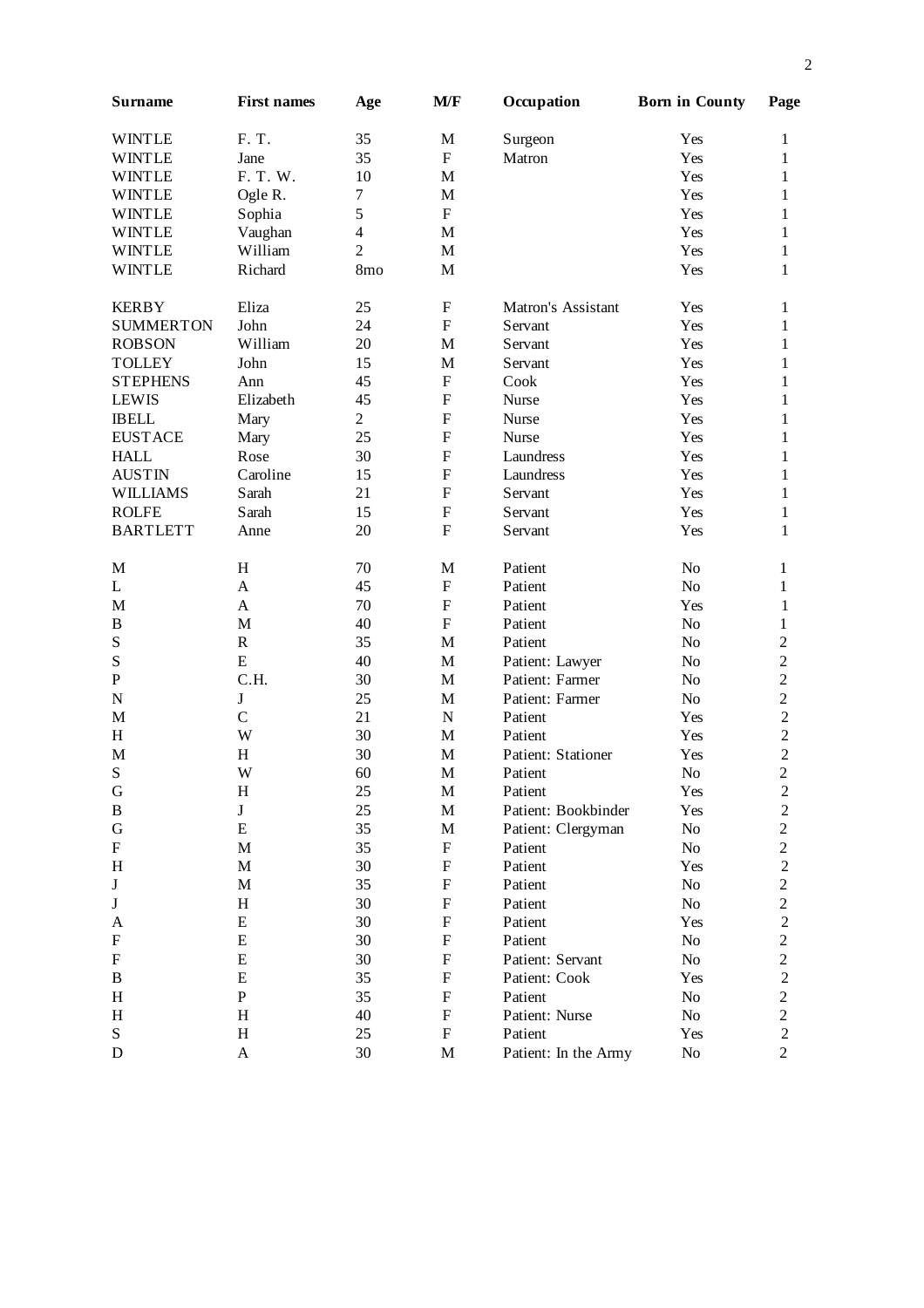| Surname | First names | Age | M/F | Occupation | Born in County | Page |
|---|---|---|---|---|---|---|
| WINTLE | F. T. | 35 | M | Surgeon | Yes | 1 |
| WINTLE | Jane | 35 | F | Matron | Yes | 1 |
| WINTLE | F. T. W. | 10 | M | | Yes | 1 |
| WINTLE | Ogle R. | 7 | M | | Yes | 1 |
| WINTLE | Sophia | 5 | F | | Yes | 1 |
| WINTLE | Vaughan | 4 | M | | Yes | 1 |
| WINTLE | William | 2 | M | | Yes | 1 |
| WINTLE | Richard | 8mo | M | | Yes | 1 |
| KERBY | Eliza | 25 | F | Matron's Assistant | Yes | 1 |
| SUMMERTON | John | 24 | F | Servant | Yes | 1 |
| ROBSON | William | 20 | M | Servant | Yes | 1 |
| TOLLEY | John | 15 | M | Servant | Yes | 1 |
| STEPHENS | Ann | 45 | F | Cook | Yes | 1 |
| LEWIS | Elizabeth | 45 | F | Nurse | Yes | 1 |
| IBELL | Mary | 2 | F | Nurse | Yes | 1 |
| EUSTACE | Mary | 25 | F | Nurse | Yes | 1 |
| HALL | Rose | 30 | F | Laundress | Yes | 1 |
| AUSTIN | Caroline | 15 | F | Laundress | Yes | 1 |
| WILLIAMS | Sarah | 21 | F | Servant | Yes | 1 |
| ROLFE | Sarah | 15 | F | Servant | Yes | 1 |
| BARTLETT | Anne | 20 | F | Servant | Yes | 1 |
| M | H | 70 | M | Patient | No | 1 |
| L | A | 45 | F | Patient | No | 1 |
| M | A | 70 | F | Patient | Yes | 1 |
| B | M | 40 | F | Patient | No | 1 |
| S | R | 35 | M | Patient | No | 2 |
| S | E | 40 | M | Patient: Lawyer | No | 2 |
| P | C.H. | 30 | M | Patient: Farmer | No | 2 |
| N | J | 25 | M | Patient: Farmer | No | 2 |
| M | C | 21 | N | Patient | Yes | 2 |
| H | W | 30 | M | Patient | Yes | 2 |
| M | H | 30 | M | Patient: Stationer | Yes | 2 |
| S | W | 60 | M | Patient | No | 2 |
| G | H | 25 | M | Patient | Yes | 2 |
| B | J | 25 | M | Patient: Bookbinder | Yes | 2 |
| G | E | 35 | M | Patient: Clergyman | No | 2 |
| F | M | 35 | F | Patient | No | 2 |
| H | M | 30 | F | Patient | Yes | 2 |
| J | M | 35 | F | Patient | No | 2 |
| J | H | 30 | F | Patient | No | 2 |
| A | E | 30 | F | Patient | Yes | 2 |
| F | E | 30 | F | Patient | No | 2 |
| F | E | 30 | F | Patient: Servant | No | 2 |
| B | E | 35 | F | Patient: Cook | Yes | 2 |
| H | P | 35 | F | Patient | No | 2 |
| H | H | 40 | F | Patient: Nurse | No | 2 |
| S | H | 25 | F | Patient | Yes | 2 |
| D | A | 30 | M | Patient: In the Army | No | 2 |